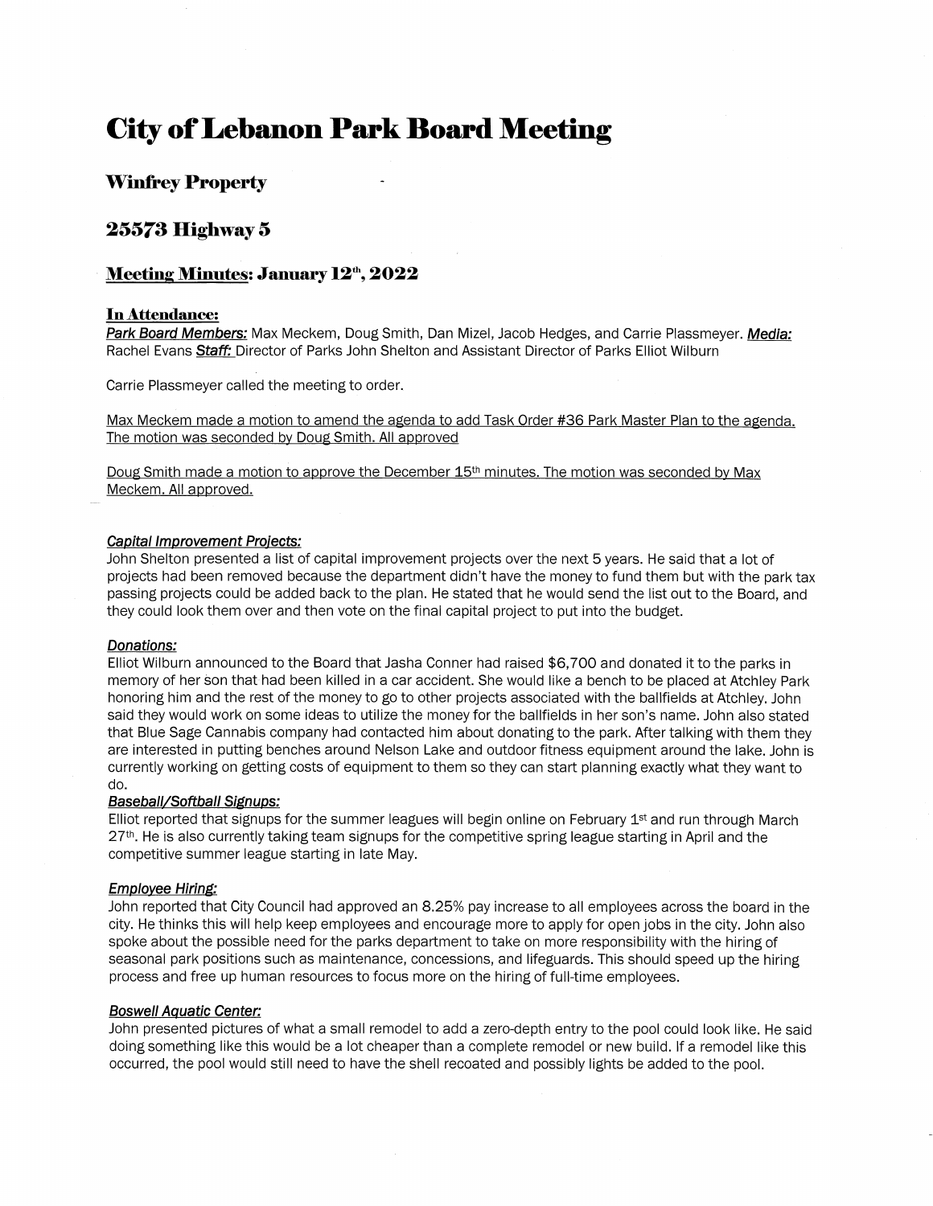# City of Lebanon Park Board Meeting

## Winfrey Property

## 25573 Highway 5

## Meeting Minutes: January 12th, 2022

### In Attendance:

***Park Board Members:*** Max Meckem, Doug Smith, Dan Mizel, Jacob Hedges, and Carrie Plassmeyer. ***Media:*** Rachel Evans ***Staff:*** Director of Parks John Shelton and Assistant Director of Parks Elliot Wilburn

Carrie Plassmeyer called the meeting to order.

Max Meckem made a motion to amend the agenda to add Task Order #36 Park Master Plan to the agenda. The motion was seconded by Doug Smith. All approved

Doug Smith made a motion to approve the December 15th minutes. The motion was seconded by Max Meckem. All approved.

***Capital Improvement Projects:***

John Shelton presented a list of capital improvement projects over the next 5 years. He said that a lot of projects had been removed because the department didn't have the money to fund them but with the park tax passing projects could be added back to the plan. He stated that he would send the list out to the Board, and they could look them over and then vote on the final capital project to put into the budget.

***Donations:***

Elliot Wilburn announced to the Board that Jasha Conner had raised $6,700 and donated it to the parks in memory of her son that had been killed in a car accident. She would like a bench to be placed at Atchley Park honoring him and the rest of the money to go to other projects associated with the ballfields at Atchley. John said they would work on some ideas to utilize the money for the ballfields in her son's name. John also stated that Blue Sage Cannabis company had contacted him about donating to the park. After talking with them they are interested in putting benches around Nelson Lake and outdoor fitness equipment around the lake. John is currently working on getting costs of equipment to them so they can start planning exactly what they want to do.

***Baseball/Softball Signups:***

Elliot reported that signups for the summer leagues will begin online on February 1st and run through March 27th. He is also currently taking team signups for the competitive spring league starting in April and the competitive summer league starting in late May.

***Employee Hiring:***

John reported that City Council had approved an 8.25% pay increase to all employees across the board in the city. He thinks this will help keep employees and encourage more to apply for open jobs in the city. John also spoke about the possible need for the parks department to take on more responsibility with the hiring of seasonal park positions such as maintenance, concessions, and lifeguards. This should speed up the hiring process and free up human resources to focus more on the hiring of full-time employees.

***Boswell Aquatic Center:***

John presented pictures of what a small remodel to add a zero-depth entry to the pool could look like. He said doing something like this would be a lot cheaper than a complete remodel or new build. If a remodel like this occurred, the pool would still need to have the shell recoated and possibly lights be added to the pool.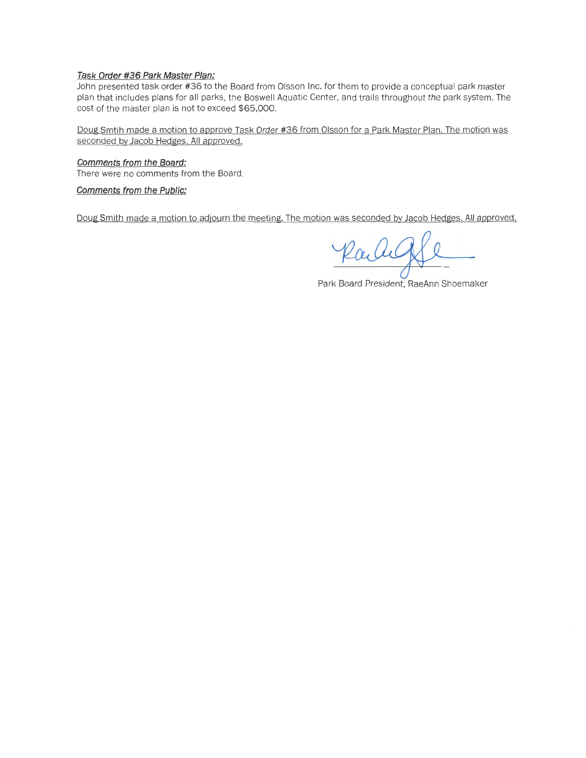***Task Order #36 Park Master Plan:***

John presented task order #36 to the Board from Olsson Inc. for them to provide a conceptual park master plan that includes plans for all parks, the Boswell Aquatic Center, and trails throughout the park system. The cost of the master plan is not to exceed $65,000.

Doug Smtih made a motion to approve Task Order #36 from Olsson for a Park Master Plan. The motion was seconded by Jacob Hedges. All approved.

***Comments from the Board:***

There were no comments from the Board.

***Comments from the Public:***

Doug Smith made a motion to adjourn the meeting. The motion was seconded by Jacob Hedges. All approved.

Park Board President, RaeAnn Shoemaker